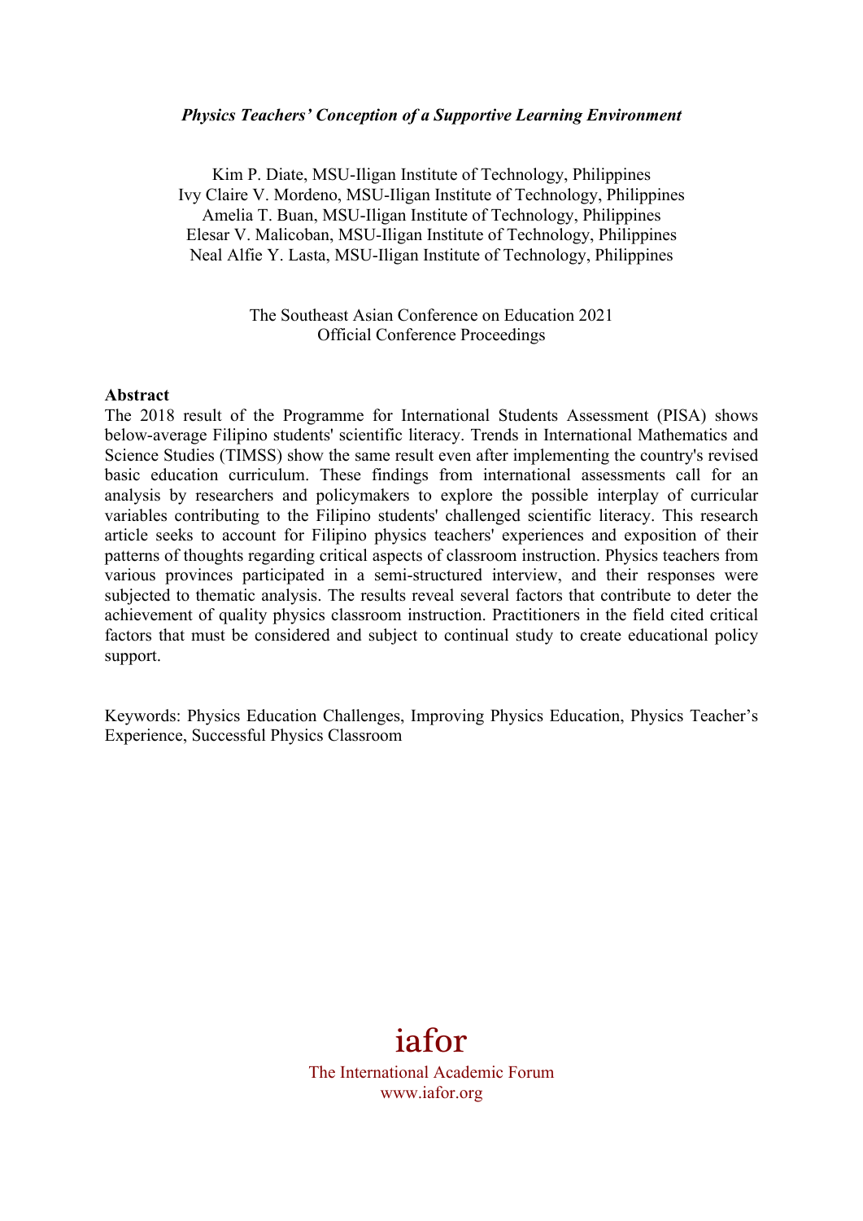***Physics Teachers' Conception of a Supportive Learning Environment***

Kim P. Diate, MSU-Iligan Institute of Technology, Philippines
Ivy Claire V. Mordeno, MSU-Iligan Institute of Technology, Philippines
Amelia T. Buan, MSU-Iligan Institute of Technology, Philippines
Elesar V. Malicoban, MSU-Iligan Institute of Technology, Philippines
Neal Alfie Y. Lasta, MSU-Iligan Institute of Technology, Philippines

The Southeast Asian Conference on Education 2021
Official Conference Proceedings

**Abstract**

The 2018 result of the Programme for International Students Assessment (PISA) shows below-average Filipino students' scientific literacy. Trends in International Mathematics and Science Studies (TIMSS) show the same result even after implementing the country's revised basic education curriculum. These findings from international assessments call for an analysis by researchers and policymakers to explore the possible interplay of curricular variables contributing to the Filipino students' challenged scientific literacy. This research article seeks to account for Filipino physics teachers' experiences and exposition of their patterns of thoughts regarding critical aspects of classroom instruction. Physics teachers from various provinces participated in a semi-structured interview, and their responses were subjected to thematic analysis. The results reveal several factors that contribute to deter the achievement of quality physics classroom instruction. Practitioners in the field cited critical factors that must be considered and subject to continual study to create educational policy support.

Keywords: Physics Education Challenges, Improving Physics Education, Physics Teacher's Experience, Successful Physics Classroom

iafor
The International Academic Forum
www.iafor.org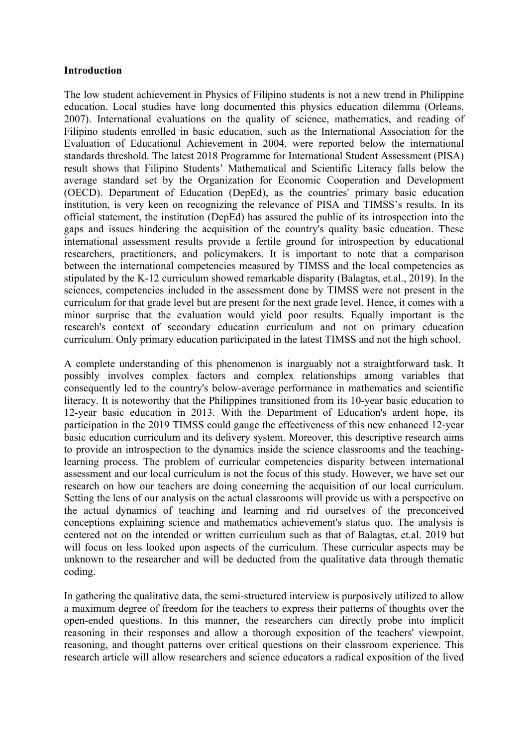**Introduction**

The low student achievement in Physics of Filipino students is not a new trend in Philippine education. Local studies have long documented this physics education dilemma (Orleans, 2007). International evaluations on the quality of science, mathematics, and reading of Filipino students enrolled in basic education, such as the International Association for the Evaluation of Educational Achievement in 2004, were reported below the international standards threshold. The latest 2018 Programme for International Student Assessment (PISA) result shows that Filipino Students' Mathematical and Scientific Literacy falls below the average standard set by the Organization for Economic Cooperation and Development (OECD). Department of Education (DepEd), as the countries' primary basic education institution, is very keen on recognizing the relevance of PISA and TIMSS's results. In its official statement, the institution (DepEd) has assured the public of its introspection into the gaps and issues hindering the acquisition of the country's quality basic education. These international assessment results provide a fertile ground for introspection by educational researchers, practitioners, and policymakers. It is important to note that a comparison between the international competencies measured by TIMSS and the local competencies as stipulated by the K-12 curriculum showed remarkable disparity (Balagtas, et.al., 2019). In the sciences, competencies included in the assessment done by TIMSS were not present in the curriculum for that grade level but are present for the next grade level. Hence, it comes with a minor surprise that the evaluation would yield poor results. Equally important is the research's context of secondary education curriculum and not on primary education curriculum. Only primary education participated in the latest TIMSS and not the high school.

A complete understanding of this phenomenon is inarguably not a straightforward task. It possibly involves complex factors and complex relationships among variables that consequently led to the country's below-average performance in mathematics and scientific literacy. It is noteworthy that the Philippines transitioned from its 10-year basic education to 12-year basic education in 2013. With the Department of Education's ardent hope, its participation in the 2019 TIMSS could gauge the effectiveness of this new enhanced 12-year basic education curriculum and its delivery system. Moreover, this descriptive research aims to provide an introspection to the dynamics inside the science classrooms and the teaching-learning process. The problem of curricular competencies disparity between international assessment and our local curriculum is not the focus of this study. However, we have set our research on how our teachers are doing concerning the acquisition of our local curriculum. Setting the lens of our analysis on the actual classrooms will provide us with a perspective on the actual dynamics of teaching and learning and rid ourselves of the preconceived conceptions explaining science and mathematics achievement's status quo. The analysis is centered not on the intended or written curriculum such as that of Balagtas, et.al. 2019 but will focus on less looked upon aspects of the curriculum. These curricular aspects may be unknown to the researcher and will be deducted from the qualitative data through thematic coding.

In gathering the qualitative data, the semi-structured interview is purposively utilized to allow a maximum degree of freedom for the teachers to express their patterns of thoughts over the open-ended questions. In this manner, the researchers can directly probe into implicit reasoning in their responses and allow a thorough exposition of the teachers' viewpoint, reasoning, and thought patterns over critical questions on their classroom experience. This research article will allow researchers and science educators a radical exposition of the lived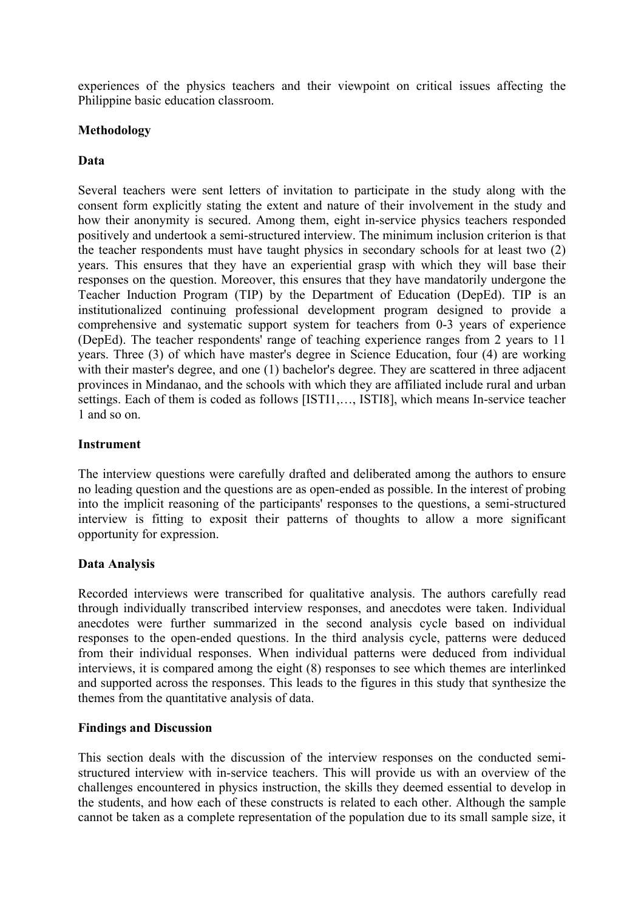experiences of the physics teachers and their viewpoint on critical issues affecting the Philippine basic education classroom.

## Methodology

### Data

Several teachers were sent letters of invitation to participate in the study along with the consent form explicitly stating the extent and nature of their involvement in the study and how their anonymity is secured. Among them, eight in-service physics teachers responded positively and undertook a semi-structured interview. The minimum inclusion criterion is that the teacher respondents must have taught physics in secondary schools for at least two (2) years. This ensures that they have an experiential grasp with which they will base their responses on the question. Moreover, this ensures that they have mandatorily undergone the Teacher Induction Program (TIP) by the Department of Education (DepEd). TIP is an institutionalized continuing professional development program designed to provide a comprehensive and systematic support system for teachers from 0-3 years of experience (DepEd). The teacher respondents' range of teaching experience ranges from 2 years to 11 years. Three (3) of which have master's degree in Science Education, four (4) are working with their master's degree, and one (1) bachelor's degree. They are scattered in three adjacent provinces in Mindanao, and the schools with which they are affiliated include rural and urban settings. Each of them is coded as follows [ISTI1,…, ISTI8], which means In-service teacher 1 and so on.

### Instrument

The interview questions were carefully drafted and deliberated among the authors to ensure no leading question and the questions are as open-ended as possible. In the interest of probing into the implicit reasoning of the participants' responses to the questions, a semi-structured interview is fitting to exposit their patterns of thoughts to allow a more significant opportunity for expression.

### Data Analysis

Recorded interviews were transcribed for qualitative analysis. The authors carefully read through individually transcribed interview responses, and anecdotes were taken. Individual anecdotes were further summarized in the second analysis cycle based on individual responses to the open-ended questions. In the third analysis cycle, patterns were deduced from their individual responses. When individual patterns were deduced from individual interviews, it is compared among the eight (8) responses to see which themes are interlinked and supported across the responses. This leads to the figures in this study that synthesize the themes from the quantitative analysis of data.

## Findings and Discussion

This section deals with the discussion of the interview responses on the conducted semi-structured interview with in-service teachers. This will provide us with an overview of the challenges encountered in physics instruction, the skills they deemed essential to develop in the students, and how each of these constructs is related to each other. Although the sample cannot be taken as a complete representation of the population due to its small sample size, it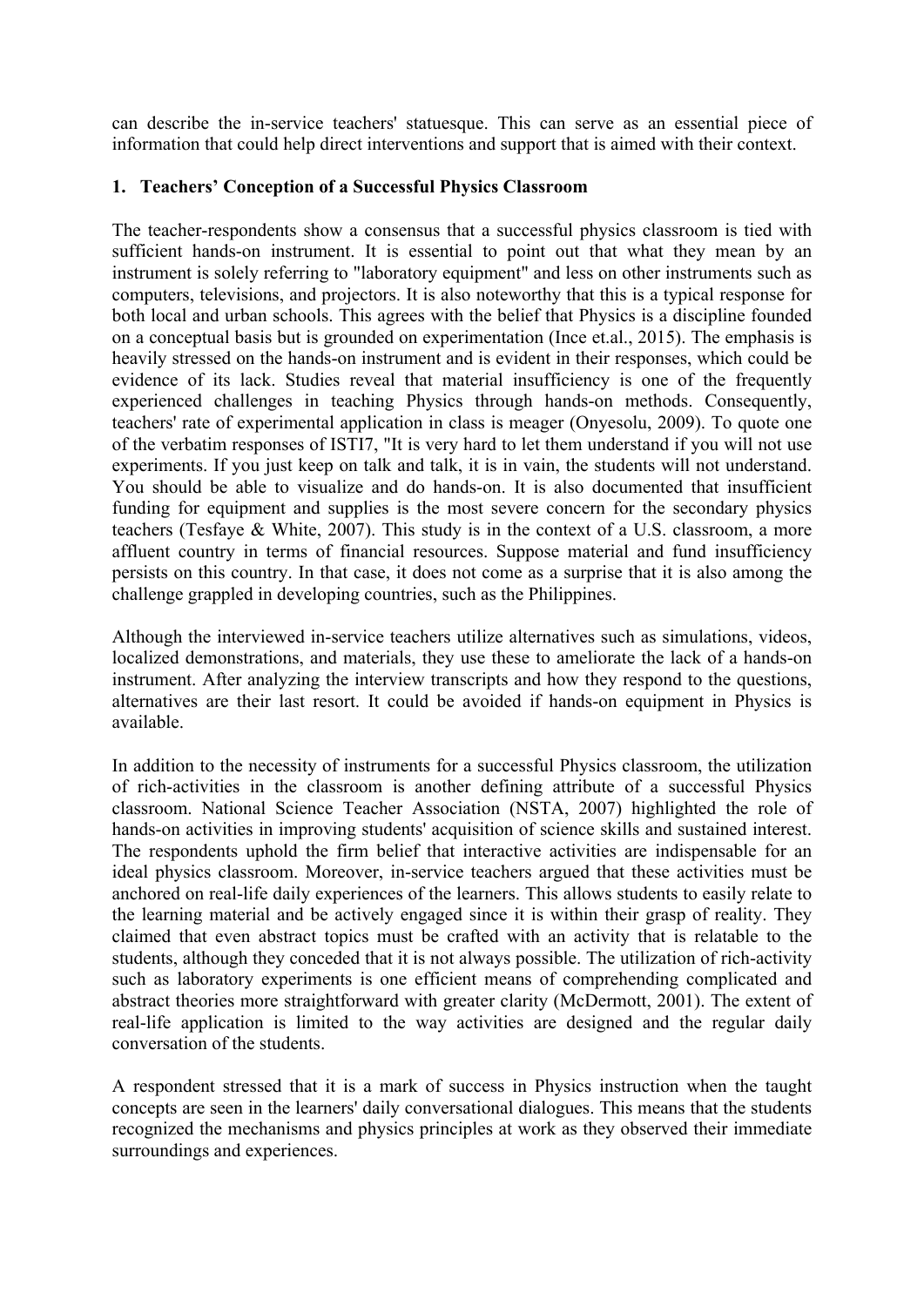can describe the in-service teachers' statuesque. This can serve as an essential piece of information that could help direct interventions and support that is aimed with their context.

## 1. Teachers' Conception of a Successful Physics Classroom

The teacher-respondents show a consensus that a successful physics classroom is tied with sufficient hands-on instrument. It is essential to point out that what they mean by an instrument is solely referring to "laboratory equipment" and less on other instruments such as computers, televisions, and projectors. It is also noteworthy that this is a typical response for both local and urban schools. This agrees with the belief that Physics is a discipline founded on a conceptual basis but is grounded on experimentation (Ince et.al., 2015). The emphasis is heavily stressed on the hands-on instrument and is evident in their responses, which could be evidence of its lack. Studies reveal that material insufficiency is one of the frequently experienced challenges in teaching Physics through hands-on methods. Consequently, teachers' rate of experimental application in class is meager (Onyesolu, 2009). To quote one of the verbatim responses of ISTI7, "It is very hard to let them understand if you will not use experiments. If you just keep on talk and talk, it is in vain, the students will not understand. You should be able to visualize and do hands-on. It is also documented that insufficient funding for equipment and supplies is the most severe concern for the secondary physics teachers (Tesfaye & White, 2007). This study is in the context of a U.S. classroom, a more affluent country in terms of financial resources. Suppose material and fund insufficiency persists on this country. In that case, it does not come as a surprise that it is also among the challenge grappled in developing countries, such as the Philippines.

Although the interviewed in-service teachers utilize alternatives such as simulations, videos, localized demonstrations, and materials, they use these to ameliorate the lack of a hands-on instrument. After analyzing the interview transcripts and how they respond to the questions, alternatives are their last resort. It could be avoided if hands-on equipment in Physics is available.

In addition to the necessity of instruments for a successful Physics classroom, the utilization of rich-activities in the classroom is another defining attribute of a successful Physics classroom. National Science Teacher Association (NSTA, 2007) highlighted the role of hands-on activities in improving students' acquisition of science skills and sustained interest. The respondents uphold the firm belief that interactive activities are indispensable for an ideal physics classroom. Moreover, in-service teachers argued that these activities must be anchored on real-life daily experiences of the learners. This allows students to easily relate to the learning material and be actively engaged since it is within their grasp of reality. They claimed that even abstract topics must be crafted with an activity that is relatable to the students, although they conceded that it is not always possible. The utilization of rich-activity such as laboratory experiments is one efficient means of comprehending complicated and abstract theories more straightforward with greater clarity (McDermott, 2001). The extent of real-life application is limited to the way activities are designed and the regular daily conversation of the students.

A respondent stressed that it is a mark of success in Physics instruction when the taught concepts are seen in the learners' daily conversational dialogues. This means that the students recognized the mechanisms and physics principles at work as they observed their immediate surroundings and experiences.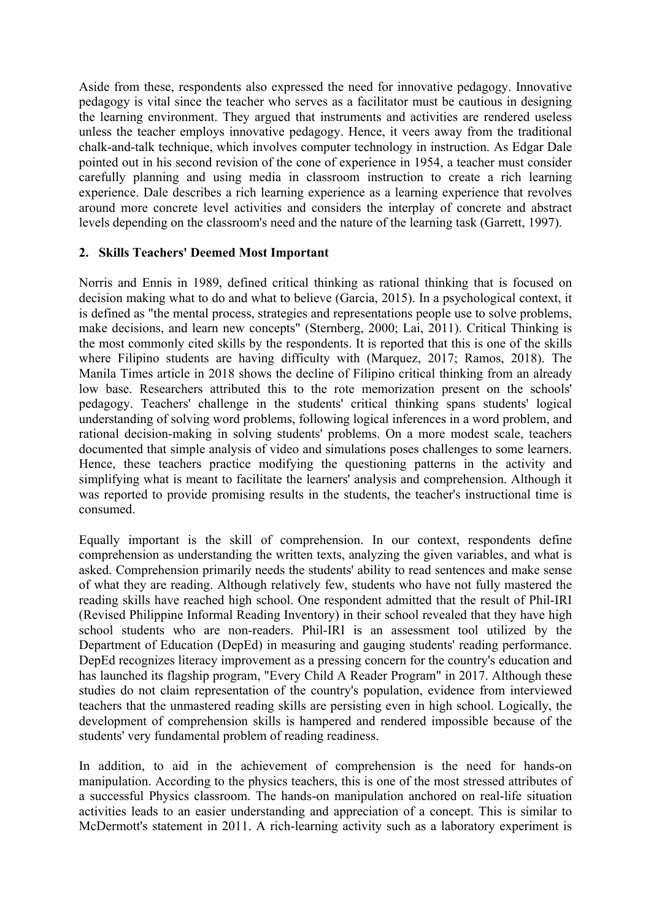Aside from these, respondents also expressed the need for innovative pedagogy. Innovative pedagogy is vital since the teacher who serves as a facilitator must be cautious in designing the learning environment. They argued that instruments and activities are rendered useless unless the teacher employs innovative pedagogy. Hence, it veers away from the traditional chalk-and-talk technique, which involves computer technology in instruction. As Edgar Dale pointed out in his second revision of the cone of experience in 1954, a teacher must consider carefully planning and using media in classroom instruction to create a rich learning experience. Dale describes a rich learning experience as a learning experience that revolves around more concrete level activities and considers the interplay of concrete and abstract levels depending on the classroom's need and the nature of the learning task (Garrett, 1997).

## 2. Skills Teachers' Deemed Most Important

Norris and Ennis in 1989, defined critical thinking as rational thinking that is focused on decision making what to do and what to believe (Garcia, 2015). In a psychological context, it is defined as "the mental process, strategies and representations people use to solve problems, make decisions, and learn new concepts" (Sternberg, 2000; Lai, 2011). Critical Thinking is the most commonly cited skills by the respondents. It is reported that this is one of the skills where Filipino students are having difficulty with (Marquez, 2017; Ramos, 2018). The Manila Times article in 2018 shows the decline of Filipino critical thinking from an already low base. Researchers attributed this to the rote memorization present on the schools' pedagogy. Teachers' challenge in the students' critical thinking spans students' logical understanding of solving word problems, following logical inferences in a word problem, and rational decision-making in solving students' problems. On a more modest scale, teachers documented that simple analysis of video and simulations poses challenges to some learners. Hence, these teachers practice modifying the questioning patterns in the activity and simplifying what is meant to facilitate the learners' analysis and comprehension. Although it was reported to provide promising results in the students, the teacher's instructional time is consumed.

Equally important is the skill of comprehension. In our context, respondents define comprehension as understanding the written texts, analyzing the given variables, and what is asked. Comprehension primarily needs the students' ability to read sentences and make sense of what they are reading. Although relatively few, students who have not fully mastered the reading skills have reached high school. One respondent admitted that the result of Phil-IRI (Revised Philippine Informal Reading Inventory) in their school revealed that they have high school students who are non-readers. Phil-IRI is an assessment tool utilized by the Department of Education (DepEd) in measuring and gauging students' reading performance. DepEd recognizes literacy improvement as a pressing concern for the country's education and has launched its flagship program, "Every Child A Reader Program" in 2017. Although these studies do not claim representation of the country's population, evidence from interviewed teachers that the unmastered reading skills are persisting even in high school. Logically, the development of comprehension skills is hampered and rendered impossible because of the students' very fundamental problem of reading readiness.

In addition, to aid in the achievement of comprehension is the need for hands-on manipulation. According to the physics teachers, this is one of the most stressed attributes of a successful Physics classroom. The hands-on manipulation anchored on real-life situation activities leads to an easier understanding and appreciation of a concept. This is similar to McDermott's statement in 2011. A rich-learning activity such as a laboratory experiment is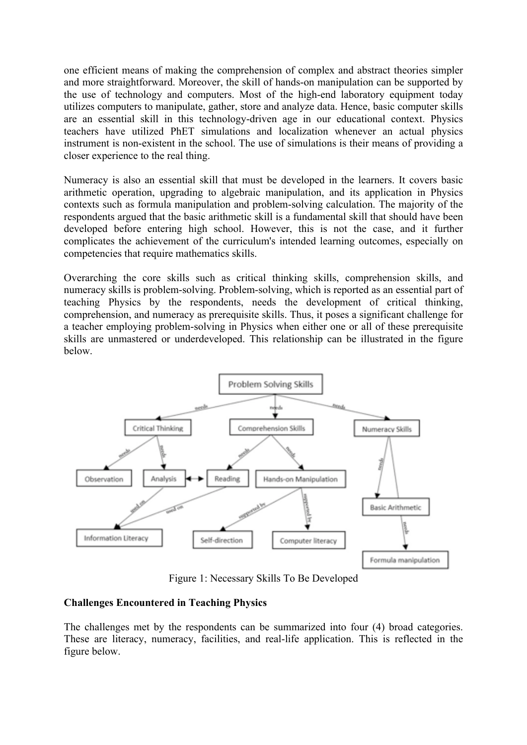one efficient means of making the comprehension of complex and abstract theories simpler and more straightforward. Moreover, the skill of hands-on manipulation can be supported by the use of technology and computers. Most of the high-end laboratory equipment today utilizes computers to manipulate, gather, store and analyze data. Hence, basic computer skills are an essential skill in this technology-driven age in our educational context. Physics teachers have utilized PhET simulations and localization whenever an actual physics instrument is non-existent in the school. The use of simulations is their means of providing a closer experience to the real thing.

Numeracy is also an essential skill that must be developed in the learners. It covers basic arithmetic operation, upgrading to algebraic manipulation, and its application in Physics contexts such as formula manipulation and problem-solving calculation. The majority of the respondents argued that the basic arithmetic skill is a fundamental skill that should have been developed before entering high school. However, this is not the case, and it further complicates the achievement of the curriculum's intended learning outcomes, especially on competencies that require mathematics skills.

Overarching the core skills such as critical thinking skills, comprehension skills, and numeracy skills is problem-solving. Problem-solving, which is reported as an essential part of teaching Physics by the respondents, needs the development of critical thinking, comprehension, and numeracy as prerequisite skills. Thus, it poses a significant challenge for a teacher employing problem-solving in Physics when either one or all of these prerequisite skills are unmastered or underdeveloped. This relationship can be illustrated in the figure below.

Figure 1: Necessary Skills To Be Developed

**Challenges Encountered in Teaching Physics**

The challenges met by the respondents can be summarized into four (4) broad categories. These are literacy, numeracy, facilities, and real-life application. This is reflected in the figure below.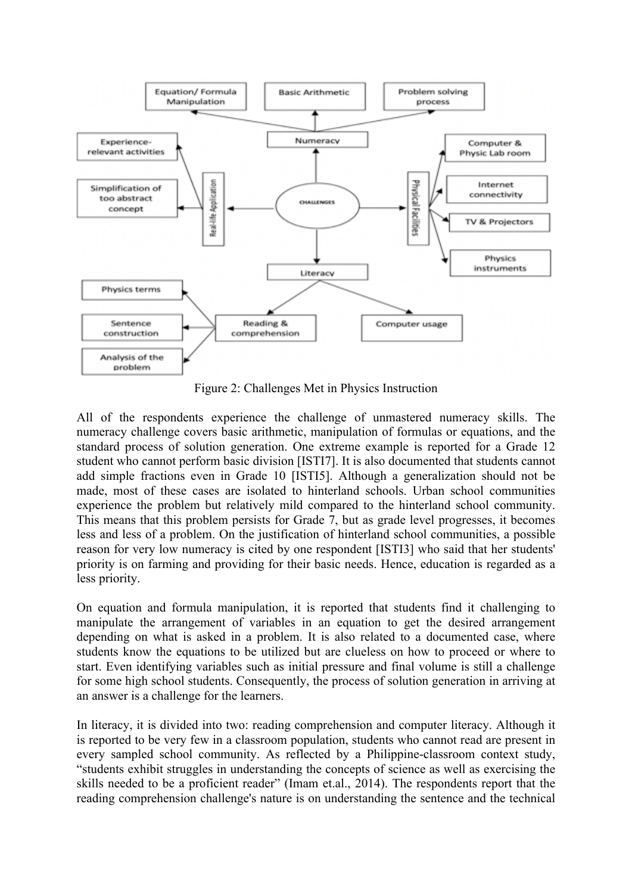Figure 2: Challenges Met in Physics Instruction

All of the respondents experience the challenge of unmastered numeracy skills. The numeracy challenge covers basic arithmetic, manipulation of formulas or equations, and the standard process of solution generation. One extreme example is reported for a Grade 12 student who cannot perform basic division [ISTI7]. It is also documented that students cannot add simple fractions even in Grade 10 [ISTI5]. Although a generalization should not be made, most of these cases are isolated to hinterland schools. Urban school communities experience the problem but relatively mild compared to the hinterland school community. This means that this problem persists for Grade 7, but as grade level progresses, it becomes less and less of a problem. On the justification of hinterland school communities, a possible reason for very low numeracy is cited by one respondent [ISTI3] who said that her students' priority is on farming and providing for their basic needs. Hence, education is regarded as a less priority.

On equation and formula manipulation, it is reported that students find it challenging to manipulate the arrangement of variables in an equation to get the desired arrangement depending on what is asked in a problem. It is also related to a documented case, where students know the equations to be utilized but are clueless on how to proceed or where to start. Even identifying variables such as initial pressure and final volume is still a challenge for some high school students. Consequently, the process of solution generation in arriving at an answer is a challenge for the learners.

In literacy, it is divided into two: reading comprehension and computer literacy. Although it is reported to be very few in a classroom population, students who cannot read are present in every sampled school community. As reflected by a Philippine-classroom context study, "students exhibit struggles in understanding the concepts of science as well as exercising the skills needed to be a proficient reader" (Imam et.al., 2014). The respondents report that the reading comprehension challenge's nature is on understanding the sentence and the technical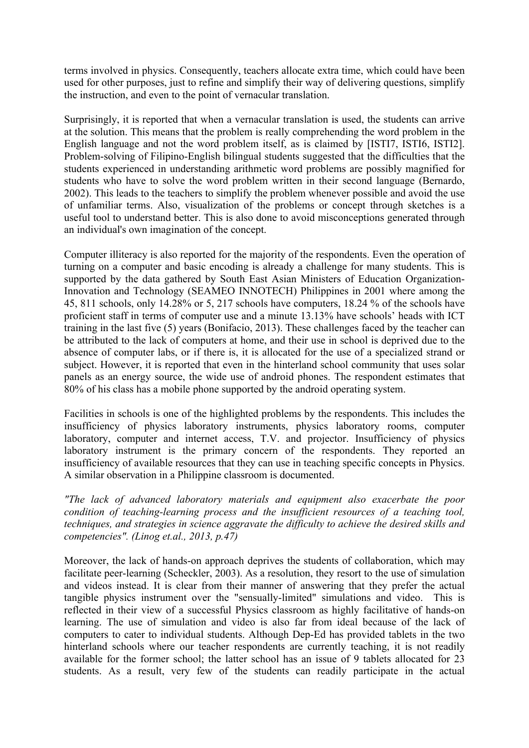terms involved in physics. Consequently, teachers allocate extra time, which could have been used for other purposes, just to refine and simplify their way of delivering questions, simplify the instruction, and even to the point of vernacular translation.

Surprisingly, it is reported that when a vernacular translation is used, the students can arrive at the solution. This means that the problem is really comprehending the word problem in the English language and not the word problem itself, as is claimed by [ISTI7, ISTI6, ISTI2]. Problem-solving of Filipino-English bilingual students suggested that the difficulties that the students experienced in understanding arithmetic word problems are possibly magnified for students who have to solve the word problem written in their second language (Bernardo, 2002). This leads to the teachers to simplify the problem whenever possible and avoid the use of unfamiliar terms. Also, visualization of the problems or concept through sketches is a useful tool to understand better. This is also done to avoid misconceptions generated through an individual's own imagination of the concept.

Computer illiteracy is also reported for the majority of the respondents. Even the operation of turning on a computer and basic encoding is already a challenge for many students. This is supported by the data gathered by South East Asian Ministers of Education Organization-Innovation and Technology (SEAMEO INNOTECH) Philippines in 2001 where among the 45, 811 schools, only 14.28% or 5, 217 schools have computers, 18.24 % of the schools have proficient staff in terms of computer use and a minute 13.13% have schools' heads with ICT training in the last five (5) years (Bonifacio, 2013). These challenges faced by the teacher can be attributed to the lack of computers at home, and their use in school is deprived due to the absence of computer labs, or if there is, it is allocated for the use of a specialized strand or subject. However, it is reported that even in the hinterland school community that uses solar panels as an energy source, the wide use of android phones. The respondent estimates that 80% of his class has a mobile phone supported by the android operating system.

Facilities in schools is one of the highlighted problems by the respondents. This includes the insufficiency of physics laboratory instruments, physics laboratory rooms, computer laboratory, computer and internet access, T.V. and projector. Insufficiency of physics laboratory instrument is the primary concern of the respondents. They reported an insufficiency of available resources that they can use in teaching specific concepts in Physics. A similar observation in a Philippine classroom is documented.

*"The lack of advanced laboratory materials and equipment also exacerbate the poor condition of teaching-learning process and the insufficient resources of a teaching tool, techniques, and strategies in science aggravate the difficulty to achieve the desired skills and competencies". (Linog et.al., 2013, p.47)*

Moreover, the lack of hands-on approach deprives the students of collaboration, which may facilitate peer-learning (Scheckler, 2003). As a resolution, they resort to the use of simulation and videos instead. It is clear from their manner of answering that they prefer the actual tangible physics instrument over the "sensually-limited" simulations and video. This is reflected in their view of a successful Physics classroom as highly facilitative of hands-on learning. The use of simulation and video is also far from ideal because of the lack of computers to cater to individual students. Although Dep-Ed has provided tablets in the two hinterland schools where our teacher respondents are currently teaching, it is not readily available for the former school; the latter school has an issue of 9 tablets allocated for 23 students. As a result, very few of the students can readily participate in the actual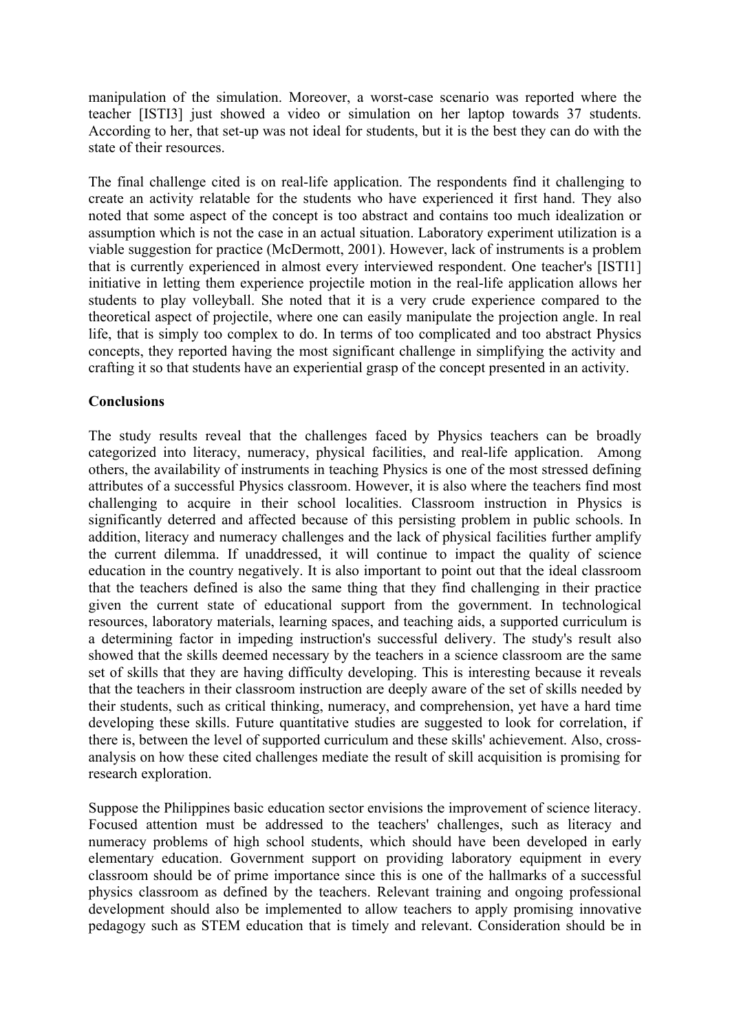manipulation of the simulation. Moreover, a worst-case scenario was reported where the teacher [ISTI3] just showed a video or simulation on her laptop towards 37 students. According to her, that set-up was not ideal for students, but it is the best they can do with the state of their resources.

The final challenge cited is on real-life application. The respondents find it challenging to create an activity relatable for the students who have experienced it first hand. They also noted that some aspect of the concept is too abstract and contains too much idealization or assumption which is not the case in an actual situation. Laboratory experiment utilization is a viable suggestion for practice (McDermott, 2001). However, lack of instruments is a problem that is currently experienced in almost every interviewed respondent. One teacher's [ISTI1] initiative in letting them experience projectile motion in the real-life application allows her students to play volleyball. She noted that it is a very crude experience compared to the theoretical aspect of projectile, where one can easily manipulate the projection angle. In real life, that is simply too complex to do. In terms of too complicated and too abstract Physics concepts, they reported having the most significant challenge in simplifying the activity and crafting it so that students have an experiential grasp of the concept presented in an activity.

**Conclusions**

The study results reveal that the challenges faced by Physics teachers can be broadly categorized into literacy, numeracy, physical facilities, and real-life application. Among others, the availability of instruments in teaching Physics is one of the most stressed defining attributes of a successful Physics classroom. However, it is also where the teachers find most challenging to acquire in their school localities. Classroom instruction in Physics is significantly deterred and affected because of this persisting problem in public schools. In addition, literacy and numeracy challenges and the lack of physical facilities further amplify the current dilemma. If unaddressed, it will continue to impact the quality of science education in the country negatively. It is also important to point out that the ideal classroom that the teachers defined is also the same thing that they find challenging in their practice given the current state of educational support from the government. In technological resources, laboratory materials, learning spaces, and teaching aids, a supported curriculum is a determining factor in impeding instruction's successful delivery. The study's result also showed that the skills deemed necessary by the teachers in a science classroom are the same set of skills that they are having difficulty developing. This is interesting because it reveals that the teachers in their classroom instruction are deeply aware of the set of skills needed by their students, such as critical thinking, numeracy, and comprehension, yet have a hard time developing these skills. Future quantitative studies are suggested to look for correlation, if there is, between the level of supported curriculum and these skills' achievement. Also, cross-analysis on how these cited challenges mediate the result of skill acquisition is promising for research exploration.

Suppose the Philippines basic education sector envisions the improvement of science literacy. Focused attention must be addressed to the teachers' challenges, such as literacy and numeracy problems of high school students, which should have been developed in early elementary education. Government support on providing laboratory equipment in every classroom should be of prime importance since this is one of the hallmarks of a successful physics classroom as defined by the teachers. Relevant training and ongoing professional development should also be implemented to allow teachers to apply promising innovative pedagogy such as STEM education that is timely and relevant. Consideration should be in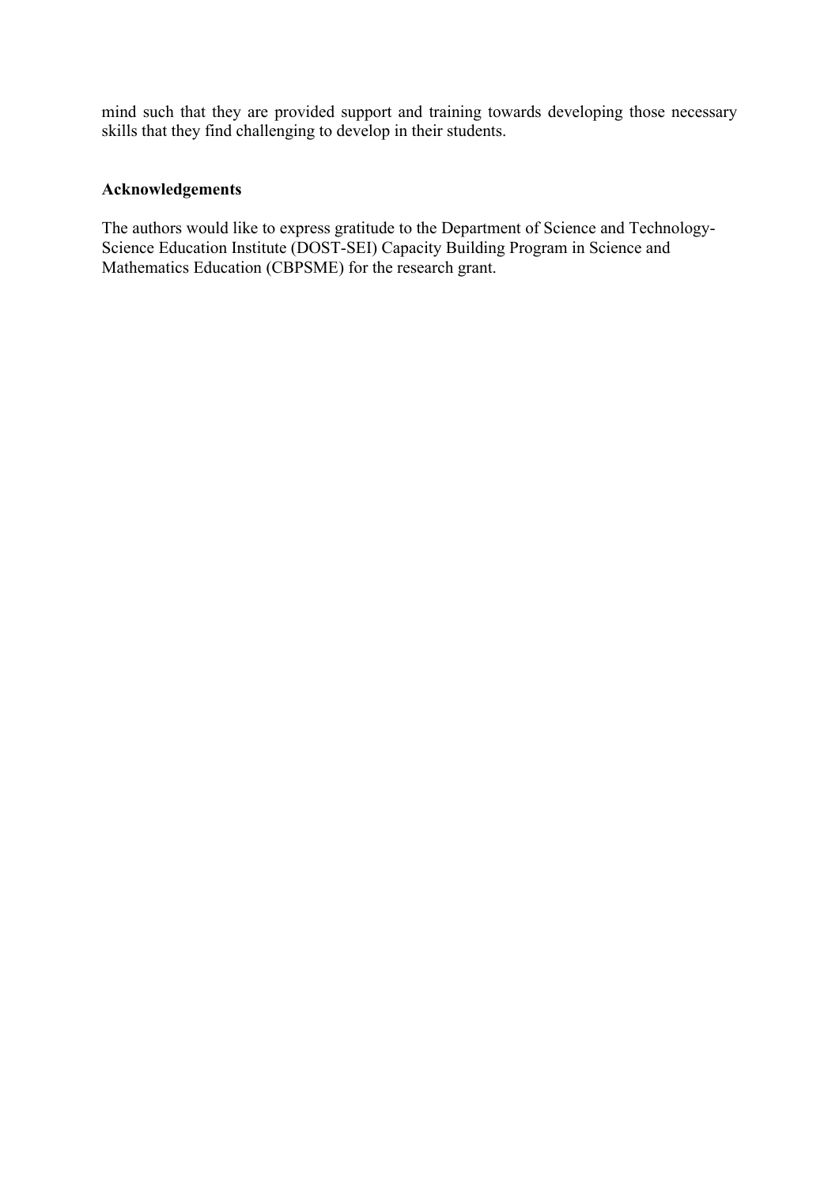mind such that they are provided support and training towards developing those necessary skills that they find challenging to develop in their students.

## Acknowledgements

The authors would like to express gratitude to the Department of Science and Technology-Science Education Institute (DOST-SEI) Capacity Building Program in Science and Mathematics Education (CBPSME) for the research grant.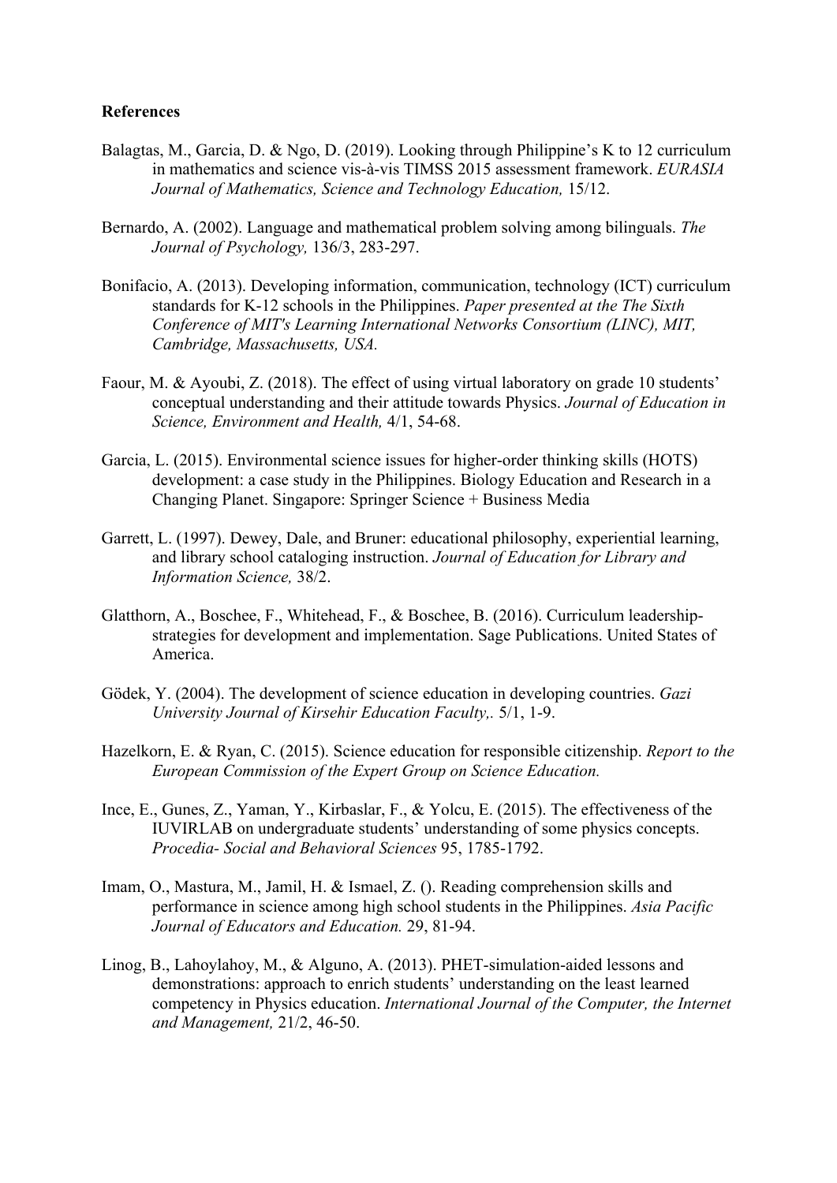**References**

Balagtas, M., Garcia, D. & Ngo, D. (2019). Looking through Philippine's K to 12 curriculum in mathematics and science vis-à-vis TIMSS 2015 assessment framework. *EURASIA Journal of Mathematics, Science and Technology Education,* 15/12.

Bernardo, A. (2002). Language and mathematical problem solving among bilinguals. *The Journal of Psychology,* 136/3, 283-297.

Bonifacio, A. (2013). Developing information, communication, technology (ICT) curriculum standards for K-12 schools in the Philippines. *Paper presented at the The Sixth Conference of MIT's Learning International Networks Consortium (LINC), MIT, Cambridge, Massachusetts, USA.*

Faour, M. & Ayoubi, Z. (2018). The effect of using virtual laboratory on grade 10 students' conceptual understanding and their attitude towards Physics. *Journal of Education in Science, Environment and Health,* 4/1, 54-68.

Garcia, L. (2015). Environmental science issues for higher-order thinking skills (HOTS) development: a case study in the Philippines. Biology Education and Research in a Changing Planet. Singapore: Springer Science + Business Media

Garrett, L. (1997). Dewey, Dale, and Bruner: educational philosophy, experiential learning, and library school cataloging instruction. *Journal of Education for Library and Information Science,* 38/2.

Glatthorn, A., Boschee, F., Whitehead, F., & Boschee, B. (2016). Curriculum leadership-strategies for development and implementation. Sage Publications. United States of America.

Gödek, Y. (2004). The development of science education in developing countries. *Gazi University Journal of Kirsehir Education Faculty,.* 5/1, 1-9.

Hazelkorn, E. & Ryan, C. (2015). Science education for responsible citizenship. *Report to the European Commission of the Expert Group on Science Education.*

Ince, E., Gunes, Z., Yaman, Y., Kirbaslar, F., & Yolcu, E. (2015). The effectiveness of the IUVIRLAB on undergraduate students' understanding of some physics concepts. *Procedia- Social and Behavioral Sciences* 95, 1785-1792.

Imam, O., Mastura, M., Jamil, H. & Ismael, Z. (). Reading comprehension skills and performance in science among high school students in the Philippines. *Asia Pacific Journal of Educators and Education.* 29, 81-94.

Linog, B., Lahoylahoy, M., & Alguno, A. (2013). PHET-simulation-aided lessons and demonstrations: approach to enrich students' understanding on the least learned competency in Physics education. *International Journal of the Computer, the Internet and Management,* 21/2, 46-50.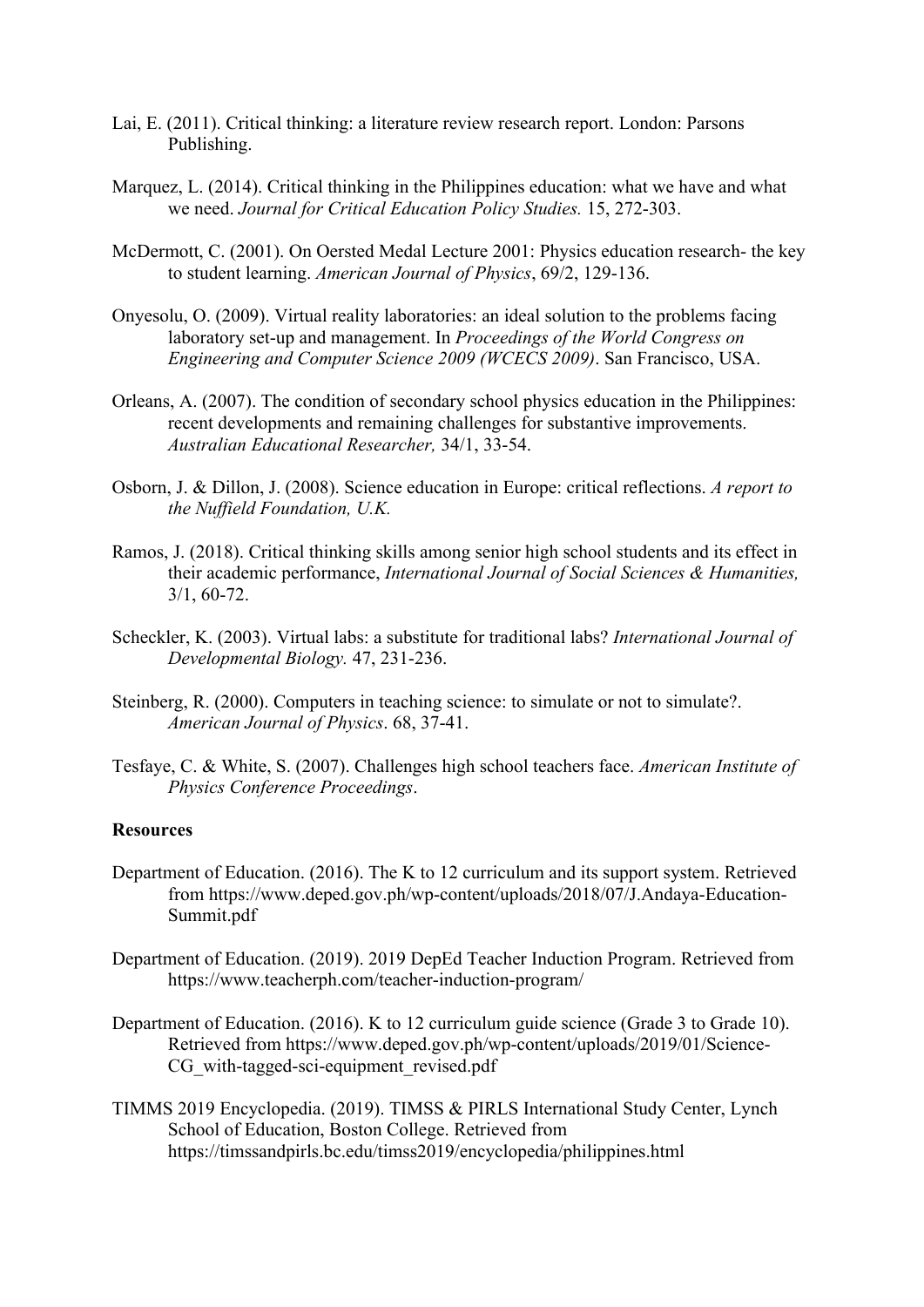Lai, E. (2011). Critical thinking: a literature review research report. London: Parsons Publishing.

Marquez, L. (2014). Critical thinking in the Philippines education: what we have and what we need. *Journal for Critical Education Policy Studies.* 15, 272-303.

McDermott, C. (2001). On Oersted Medal Lecture 2001: Physics education research- the key to student learning. *American Journal of Physics*, 69/2, 129-136.

Onyesolu, O. (2009). Virtual reality laboratories: an ideal solution to the problems facing laboratory set-up and management. In *Proceedings of the World Congress on Engineering and Computer Science 2009 (WCECS 2009)*. San Francisco, USA.

Orleans, A. (2007). The condition of secondary school physics education in the Philippines: recent developments and remaining challenges for substantive improvements. *Australian Educational Researcher,* 34/1, 33-54.

Osborn, J. & Dillon, J. (2008). Science education in Europe: critical reflections. *A report to the Nuffield Foundation, U.K.*

Ramos, J. (2018). Critical thinking skills among senior high school students and its effect in their academic performance, *International Journal of Social Sciences & Humanities,* 3/1, 60-72.

Scheckler, K. (2003). Virtual labs: a substitute for traditional labs? *International Journal of Developmental Biology.* 47, 231-236.

Steinberg, R. (2000). Computers in teaching science: to simulate or not to simulate?. *American Journal of Physics*. 68, 37-41.

Tesfaye, C. & White, S. (2007). Challenges high school teachers face. *American Institute of Physics Conference Proceedings*.

**Resources**

Department of Education. (2016). The K to 12 curriculum and its support system. Retrieved from https://www.deped.gov.ph/wp-content/uploads/2018/07/J.Andaya-Education-Summit.pdf

Department of Education. (2019). 2019 DepEd Teacher Induction Program. Retrieved from https://www.teacherph.com/teacher-induction-program/

Department of Education. (2016). K to 12 curriculum guide science (Grade 3 to Grade 10). Retrieved from https://www.deped.gov.ph/wp-content/uploads/2019/01/Science-CG_with-tagged-sci-equipment_revised.pdf

TIMMS 2019 Encyclopedia. (2019). TIMSS & PIRLS International Study Center, Lynch School of Education, Boston College. Retrieved from https://timssandpirls.bc.edu/timss2019/encyclopedia/philippines.html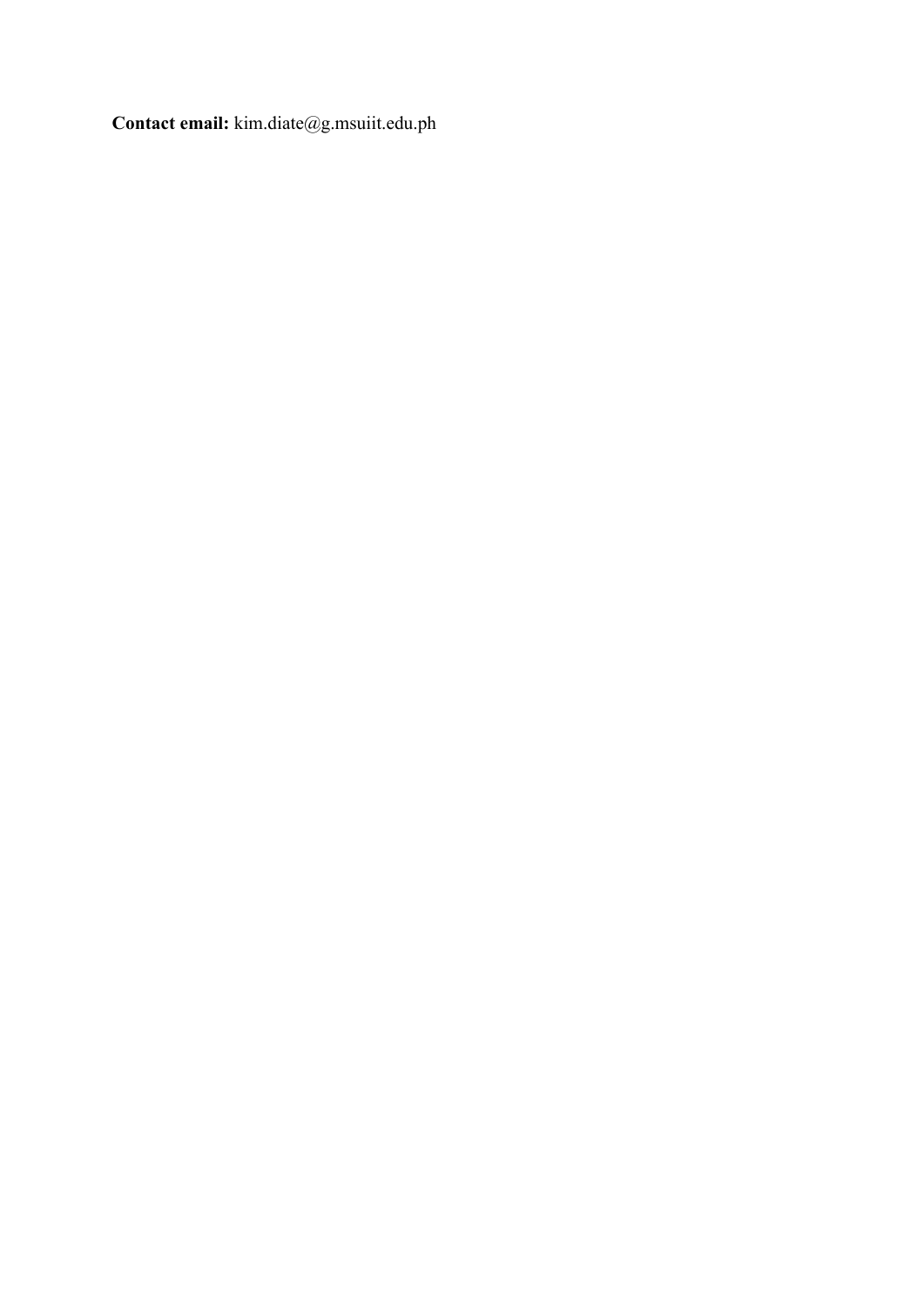**Contact email:** kim.diate@g.msuiit.edu.ph